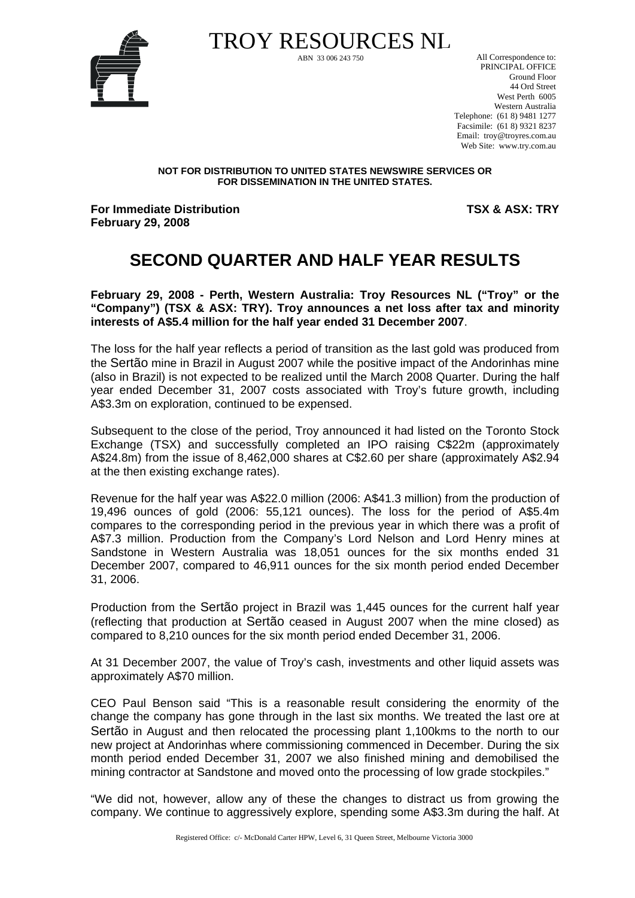TROY RESOURCES NL

ABN 33 006 243 750

All Correspondence to:
PRINCIPAL OFFICE
Ground Floor
44 Ord Street
West Perth 6005
Western Australia
Telephone: (61 8) 9481 1277
Facsimile: (61 8) 9321 8237
Email: troy@troyres.com.au
Web Site: www.try.com.au

**NOT FOR DISTRIBUTION TO UNITED STATES NEWSWIRE SERVICES OR FOR DISSEMINATION IN THE UNITED STATES.**

**For Immediate Distribution** **TSX & ASX: TRY**
**February 29, 2008**

# SECOND QUARTER AND HALF YEAR RESULTS

**February 29, 2008 - Perth, Western Australia: Troy Resources NL ("Troy" or the "Company") (TSX & ASX: TRY). Troy announces a net loss after tax and minority interests of A$5.4 million for the half year ended 31 December 2007**.

The loss for the half year reflects a period of transition as the last gold was produced from the Sertão mine in Brazil in August 2007 while the positive impact of the Andorinhas mine (also in Brazil) is not expected to be realized until the March 2008 Quarter. During the half year ended December 31, 2007 costs associated with Troy's future growth, including A$3.3m on exploration, continued to be expensed.

Subsequent to the close of the period, Troy announced it had listed on the Toronto Stock Exchange (TSX) and successfully completed an IPO raising C$22m (approximately A$24.8m) from the issue of 8,462,000 shares at C$2.60 per share (approximately A$2.94 at the then existing exchange rates).

Revenue for the half year was A$22.0 million (2006: A$41.3 million) from the production of 19,496 ounces of gold (2006: 55,121 ounces). The loss for the period of A$5.4m compares to the corresponding period in the previous year in which there was a profit of A$7.3 million. Production from the Company's Lord Nelson and Lord Henry mines at Sandstone in Western Australia was 18,051 ounces for the six months ended 31 December 2007, compared to 46,911 ounces for the six month period ended December 31, 2006.

Production from the Sertão project in Brazil was 1,445 ounces for the current half year (reflecting that production at Sertão ceased in August 2007 when the mine closed) as compared to 8,210 ounces for the six month period ended December 31, 2006.

At 31 December 2007, the value of Troy's cash, investments and other liquid assets was approximately A$70 million.

CEO Paul Benson said "This is a reasonable result considering the enormity of the change the company has gone through in the last six months. We treated the last ore at Sertão in August and then relocated the processing plant 1,100kms to the north to our new project at Andorinhas where commissioning commenced in December. During the six month period ended December 31, 2007 we also finished mining and demobilised the mining contractor at Sandstone and moved onto the processing of low grade stockpiles."

"We did not, however, allow any of these the changes to distract us from growing the company. We continue to aggressively explore, spending some A$3.3m during the half. At

Registered Office: c/- McDonald Carter HPW, Level 6, 31 Queen Street, Melbourne Victoria 3000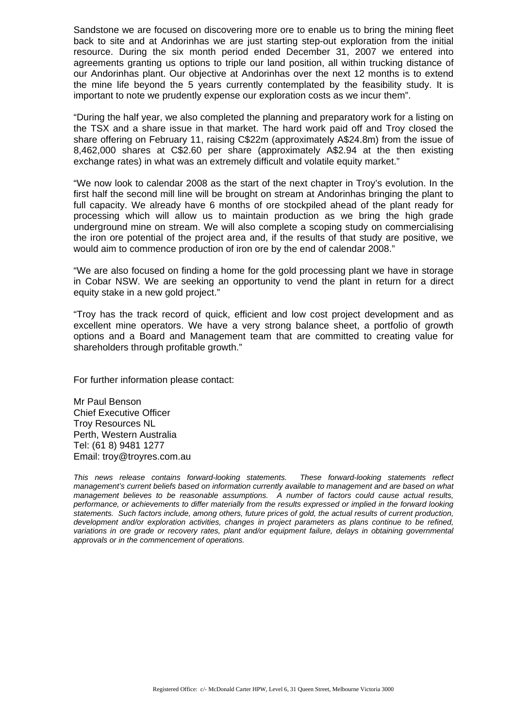Sandstone we are focused on discovering more ore to enable us to bring the mining fleet back to site and at Andorinhas we are just starting step-out exploration from the initial resource. During the six month period ended December 31, 2007 we entered into agreements granting us options to triple our land position, all within trucking distance of our Andorinhas plant. Our objective at Andorinhas over the next 12 months is to extend the mine life beyond the 5 years currently contemplated by the feasibility study. It is important to note we prudently expense our exploration costs as we incur them".

"During the half year, we also completed the planning and preparatory work for a listing on the TSX and a share issue in that market. The hard work paid off and Troy closed the share offering on February 11, raising C$22m (approximately A$24.8m) from the issue of 8,462,000 shares at C$2.60 per share (approximately A$2.94 at the then existing exchange rates) in what was an extremely difficult and volatile equity market."

"We now look to calendar 2008 as the start of the next chapter in Troy's evolution. In the first half the second mill line will be brought on stream at Andorinhas bringing the plant to full capacity. We already have 6 months of ore stockpiled ahead of the plant ready for processing which will allow us to maintain production as we bring the high grade underground mine on stream. We will also complete a scoping study on commercialising the iron ore potential of the project area and, if the results of that study are positive, we would aim to commence production of iron ore by the end of calendar 2008."

"We are also focused on finding a home for the gold processing plant we have in storage in Cobar NSW. We are seeking an opportunity to vend the plant in return for a direct equity stake in a new gold project."

"Troy has the track record of quick, efficient and low cost project development and as excellent mine operators. We have a very strong balance sheet, a portfolio of growth options and a Board and Management team that are committed to creating value for shareholders through profitable growth."

For further information please contact:

Mr Paul Benson
Chief Executive Officer
Troy Resources NL
Perth, Western Australia
Tel: (61 8) 9481 1277
Email: troy@troyres.com.au

*This news release contains forward-looking statements. These forward-looking statements reflect management's current beliefs based on information currently available to management and are based on what management believes to be reasonable assumptions. A number of factors could cause actual results, performance, or achievements to differ materially from the results expressed or implied in the forward looking statements. Such factors include, among others, future prices of gold, the actual results of current production, development and/or exploration activities, changes in project parameters as plans continue to be refined, variations in ore grade or recovery rates, plant and/or equipment failure, delays in obtaining governmental approvals or in the commencement of operations.*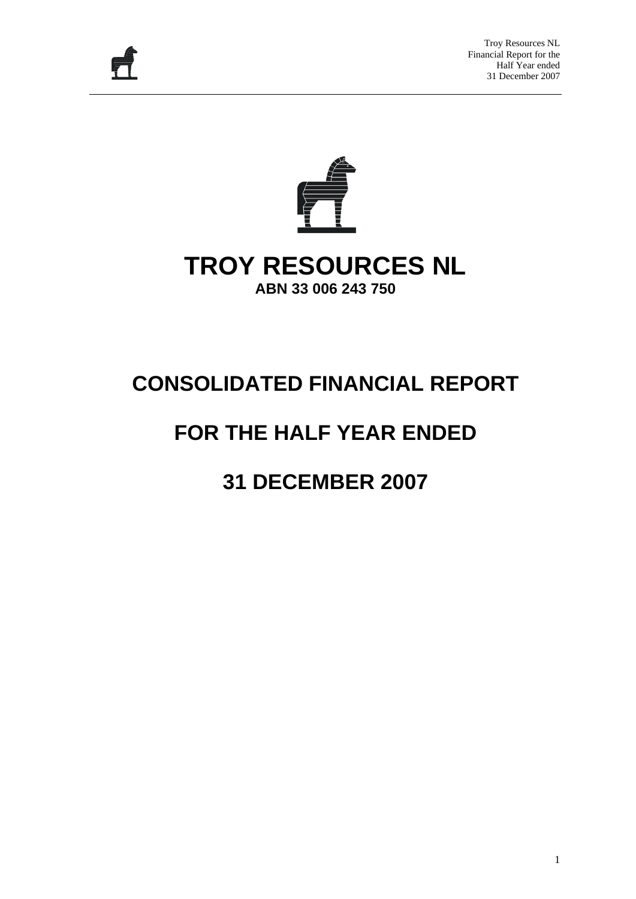# TROY RESOURCES NL

**ABN 33 006 243 750**

# CONSOLIDATED FINANCIAL REPORT

# FOR THE HALF YEAR ENDED

# 31 DECEMBER 2007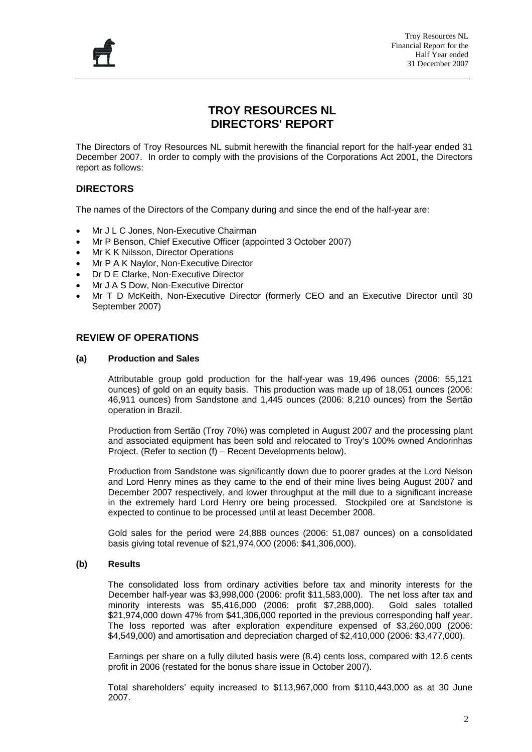# TROY RESOURCES NL
# DIRECTORS' REPORT

The Directors of Troy Resources NL submit herewith the financial report for the half-year ended 31 December 2007. In order to comply with the provisions of the Corporations Act 2001, the Directors report as follows:

## DIRECTORS

The names of the Directors of the Company during and since the end of the half-year are:

- Mr J L C Jones, Non-Executive Chairman
- Mr P Benson, Chief Executive Officer (appointed 3 October 2007)
- Mr K K Nilsson, Director Operations
- Mr P A K Naylor, Non-Executive Director
- Dr D E Clarke, Non-Executive Director
- Mr J A S Dow, Non-Executive Director
- Mr T D McKeith, Non-Executive Director (formerly CEO and an Executive Director until 30 September 2007)

## REVIEW OF OPERATIONS

### (a) Production and Sales

Attributable group gold production for the half-year was 19,496 ounces (2006: 55,121 ounces) of gold on an equity basis. This production was made up of 18,051 ounces (2006: 46,911 ounces) from Sandstone and 1,445 ounces (2006: 8,210 ounces) from the Sertão operation in Brazil.

Production from Sertão (Troy 70%) was completed in August 2007 and the processing plant and associated equipment has been sold and relocated to Troy's 100% owned Andorinhas Project. (Refer to section (f) – Recent Developments below).

Production from Sandstone was significantly down due to poorer grades at the Lord Nelson and Lord Henry mines as they came to the end of their mine lives being August 2007 and December 2007 respectively, and lower throughput at the mill due to a significant increase in the extremely hard Lord Henry ore being processed. Stockpiled ore at Sandstone is expected to continue to be processed until at least December 2008.

Gold sales for the period were 24,888 ounces (2006: 51,087 ounces) on a consolidated basis giving total revenue of $21,974,000 (2006: $41,306,000).

### (b) Results

The consolidated loss from ordinary activities before tax and minority interests for the December half-year was $3,998,000 (2006: profit $11,583,000). The net loss after tax and minority interests was $5,416,000 (2006: profit $7,288,000). Gold sales totalled $21,974,000 down 47% from $41,306,000 reported in the previous corresponding half year. The loss reported was after exploration expenditure expensed of $3,260,000 (2006: $4,549,000) and amortisation and depreciation charged of $2,410,000 (2006: $3,477,000).

Earnings per share on a fully diluted basis were (8.4) cents loss, compared with 12.6 cents profit in 2006 (restated for the bonus share issue in October 2007).

Total shareholders' equity increased to $113,967,000 from $110,443,000 as at 30 June 2007.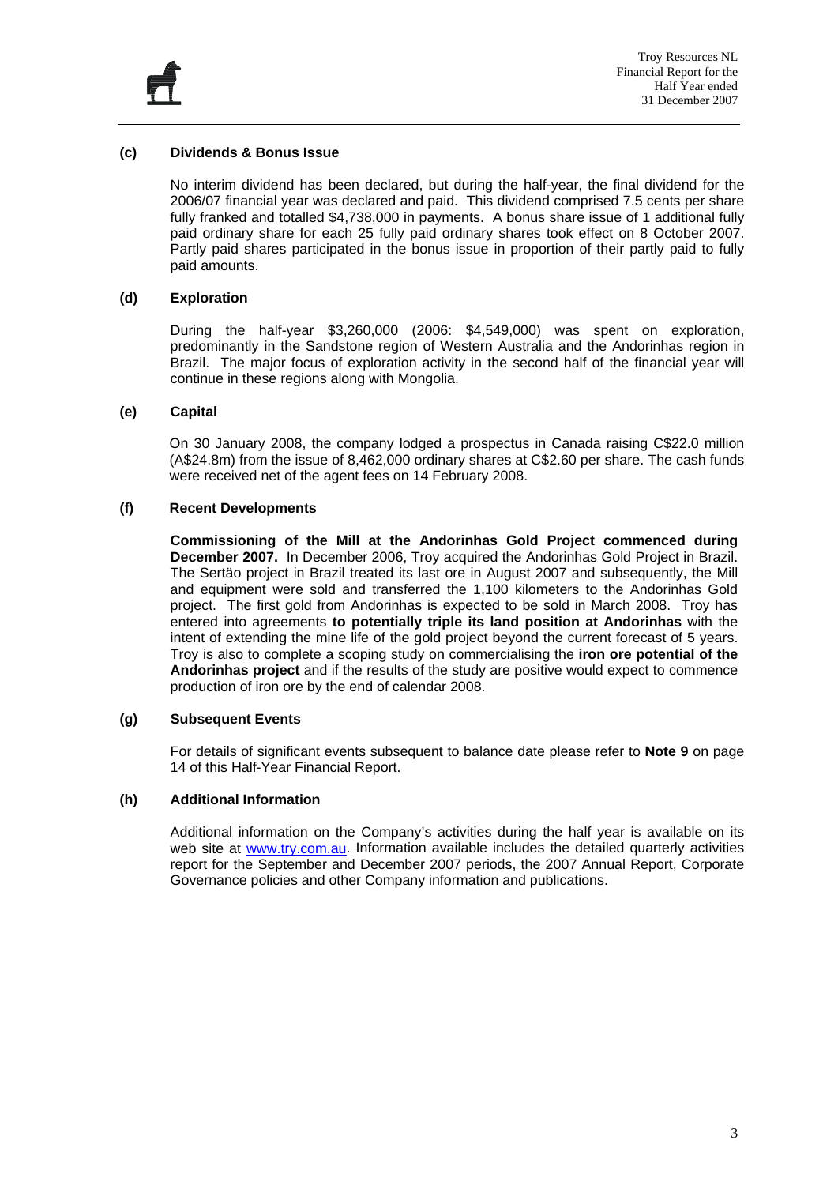### (c) Dividends & Bonus Issue

No interim dividend has been declared, but during the half-year, the final dividend for the 2006/07 financial year was declared and paid. This dividend comprised 7.5 cents per share fully franked and totalled $4,738,000 in payments. A bonus share issue of 1 additional fully paid ordinary share for each 25 fully paid ordinary shares took effect on 8 October 2007. Partly paid shares participated in the bonus issue in proportion of their partly paid to fully paid amounts.

### (d) Exploration

During the half-year $3,260,000 (2006: $4,549,000) was spent on exploration, predominantly in the Sandstone region of Western Australia and the Andorinhas region in Brazil. The major focus of exploration activity in the second half of the financial year will continue in these regions along with Mongolia.

### (e) Capital

On 30 January 2008, the company lodged a prospectus in Canada raising C$22.0 million (A$24.8m) from the issue of 8,462,000 ordinary shares at C$2.60 per share. The cash funds were received net of the agent fees on 14 February 2008.

### (f) Recent Developments

**Commissioning of the Mill at the Andorinhas Gold Project commenced during December 2007.** In December 2006, Troy acquired the Andorinhas Gold Project in Brazil. The Sertäo project in Brazil treated its last ore in August 2007 and subsequently, the Mill and equipment were sold and transferred the 1,100 kilometers to the Andorinhas Gold project. The first gold from Andorinhas is expected to be sold in March 2008. Troy has entered into agreements **to potentially triple its land position at Andorinhas** with the intent of extending the mine life of the gold project beyond the current forecast of 5 years. Troy is also to complete a scoping study on commercialising the **iron ore potential of the Andorinhas project** and if the results of the study are positive would expect to commence production of iron ore by the end of calendar 2008.

### (g) Subsequent Events

For details of significant events subsequent to balance date please refer to **Note 9** on page 14 of this Half-Year Financial Report.

### (h) Additional Information

Additional information on the Company's activities during the half year is available on its web site at www.try.com.au. Information available includes the detailed quarterly activities report for the September and December 2007 periods, the 2007 Annual Report, Corporate Governance policies and other Company information and publications.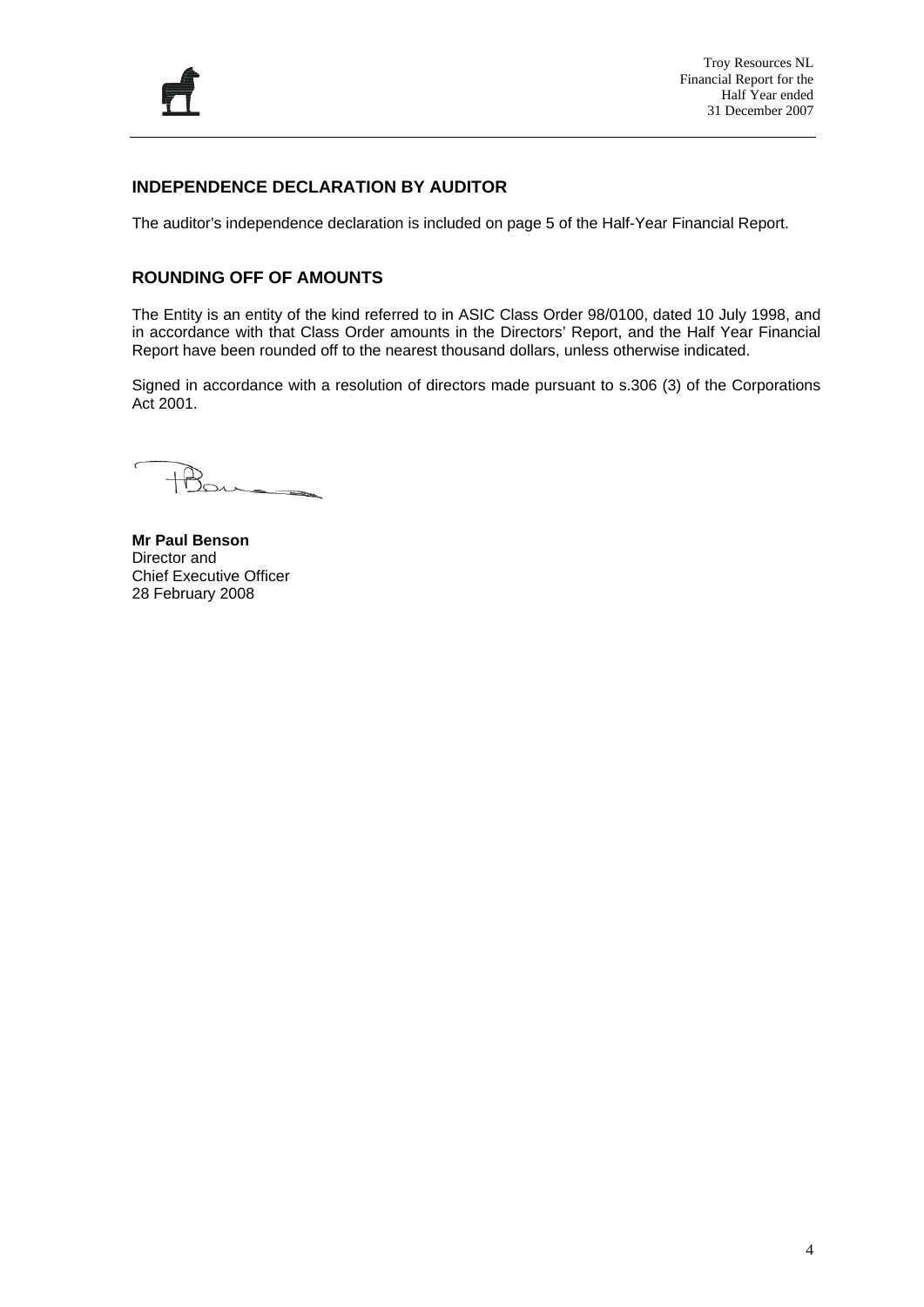## INDEPENDENCE DECLARATION BY AUDITOR

The auditor's independence declaration is included on page 5 of the Half-Year Financial Report.

## ROUNDING OFF OF AMOUNTS

The Entity is an entity of the kind referred to in ASIC Class Order 98/0100, dated 10 July 1998, and in accordance with that Class Order amounts in the Directors' Report, and the Half Year Financial Report have been rounded off to the nearest thousand dollars, unless otherwise indicated.

Signed in accordance with a resolution of directors made pursuant to s.306 (3) of the Corporations Act 2001.

**Mr Paul Benson**
Director and
Chief Executive Officer
28 February 2008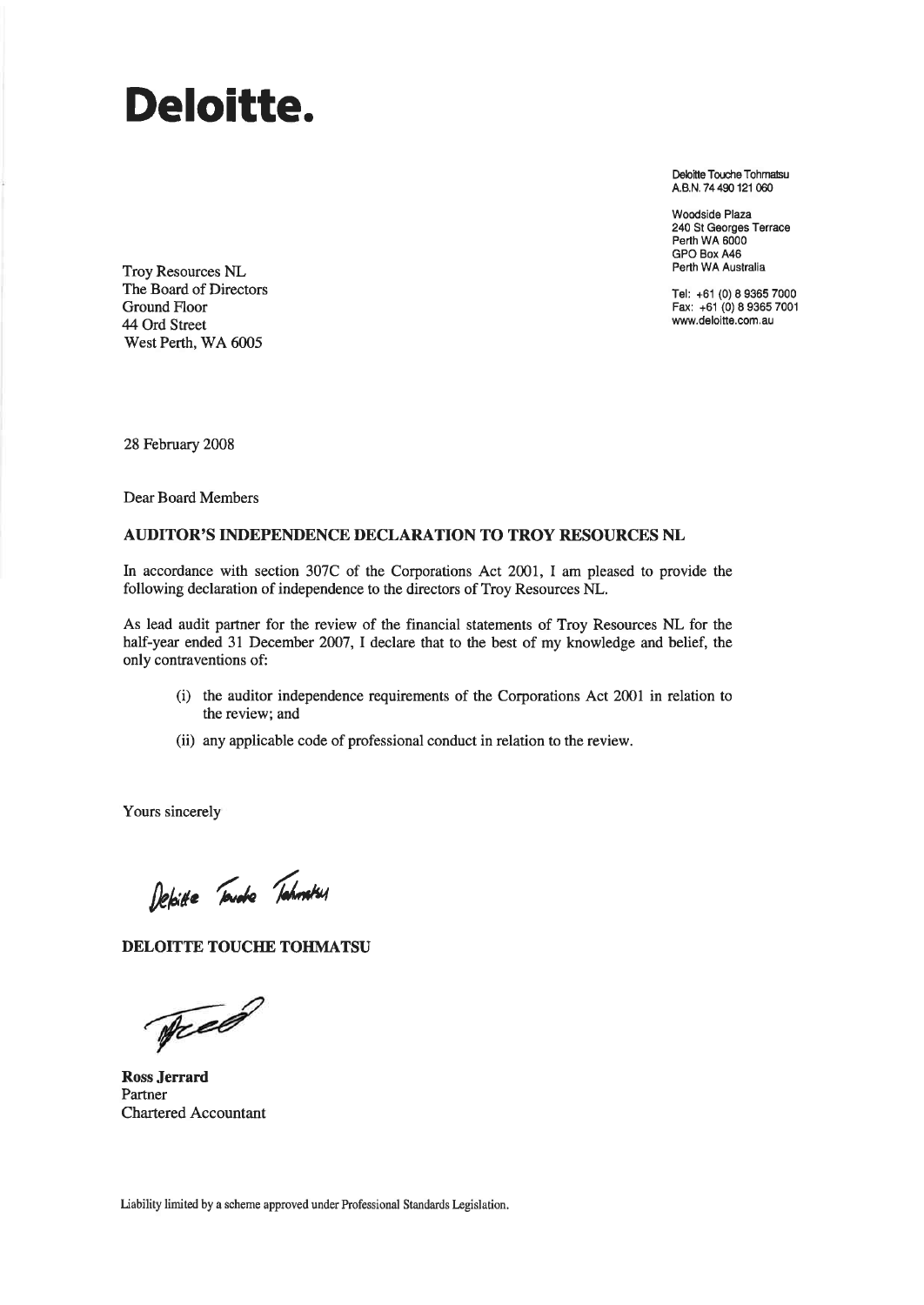# Deloitte.

Deloitte Touche Tohmatsu
A.B.N. 74 490 121 060

Woodside Plaza
240 St Georges Terrace
Perth WA 6000
GPO Box A46
Perth WA Australia

Tel: +61 (0) 8 9365 7000
Fax: +61 (0) 8 9365 7001
www.deloitte.com.au

Troy Resources NL
The Board of Directors
Ground Floor
44 Ord Street
West Perth, WA 6005

28 February 2008

Dear Board Members

**AUDITOR'S INDEPENDENCE DECLARATION TO TROY RESOURCES NL**

In accordance with section 307C of the Corporations Act 2001, I am pleased to provide the following declaration of independence to the directors of Troy Resources NL.

As lead audit partner for the review of the financial statements of Troy Resources NL for the half-year ended 31 December 2007, I declare that to the best of my knowledge and belief, the only contraventions of:

(i) the auditor independence requirements of the Corporations Act 2001 in relation to the review; and

(ii) any applicable code of professional conduct in relation to the review.

Yours sincerely

Deloitte Touche Tohmatsu

**DELOITTE TOUCHE TOHMATSU**

**Ross Jerrard**
Partner
Chartered Accountant

Liability limited by a scheme approved under Professional Standards Legislation.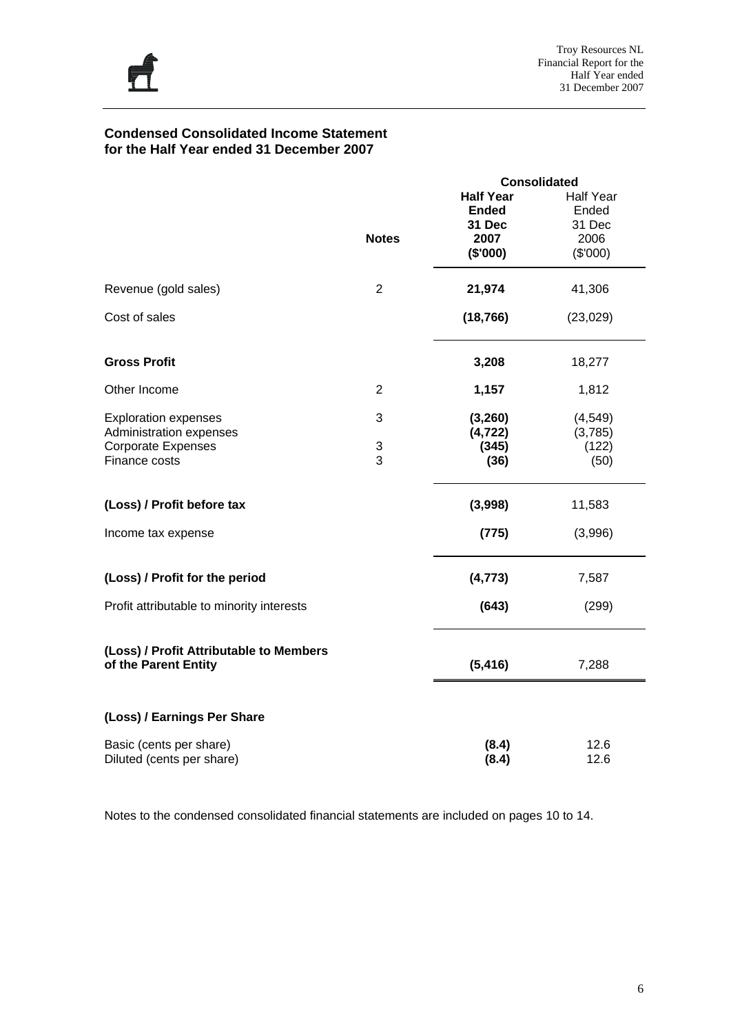## Condensed Consolidated Income Statement for the Half Year ended 31 December 2007

| | Notes | Consolidated | |
|---|---|---|---|
| | | **Half Year Ended 31 Dec 2007 ($'000)** | Half Year Ended 31 Dec 2006 ($'000) |
| Revenue (gold sales) | 2 | **21,974** | 41,306 |
| Cost of sales | | **(18,766)** | (23,029) |
| **Gross Profit** | | **3,208** | 18,277 |
| Other Income | 2 | **1,157** | 1,812 |
| Exploration expenses | 3 | **(3,260)** | (4,549) |
| Administration expenses | | **(4,722)** | (3,785) |
| Corporate Expenses | 3 | **(345)** | (122) |
| Finance costs | 3 | **(36)** | (50) |
| **(Loss) / Profit before tax** | | **(3,998)** | 11,583 |
| Income tax expense | | **(775)** | (3,996) |
| **(Loss) / Profit for the period** | | **(4,773)** | 7,587 |
| Profit attributable to minority interests | | **(643)** | (299) |
| **(Loss) / Profit Attributable to Members of the Parent Entity** | | **(5,416)** | 7,288 |
| **(Loss) / Earnings Per Share** | | | |
| Basic (cents per share) | | **(8.4)** | 12.6 |
| Diluted (cents per share) | | **(8.4)** | 12.6 |

Notes to the condensed consolidated financial statements are included on pages 10 to 14.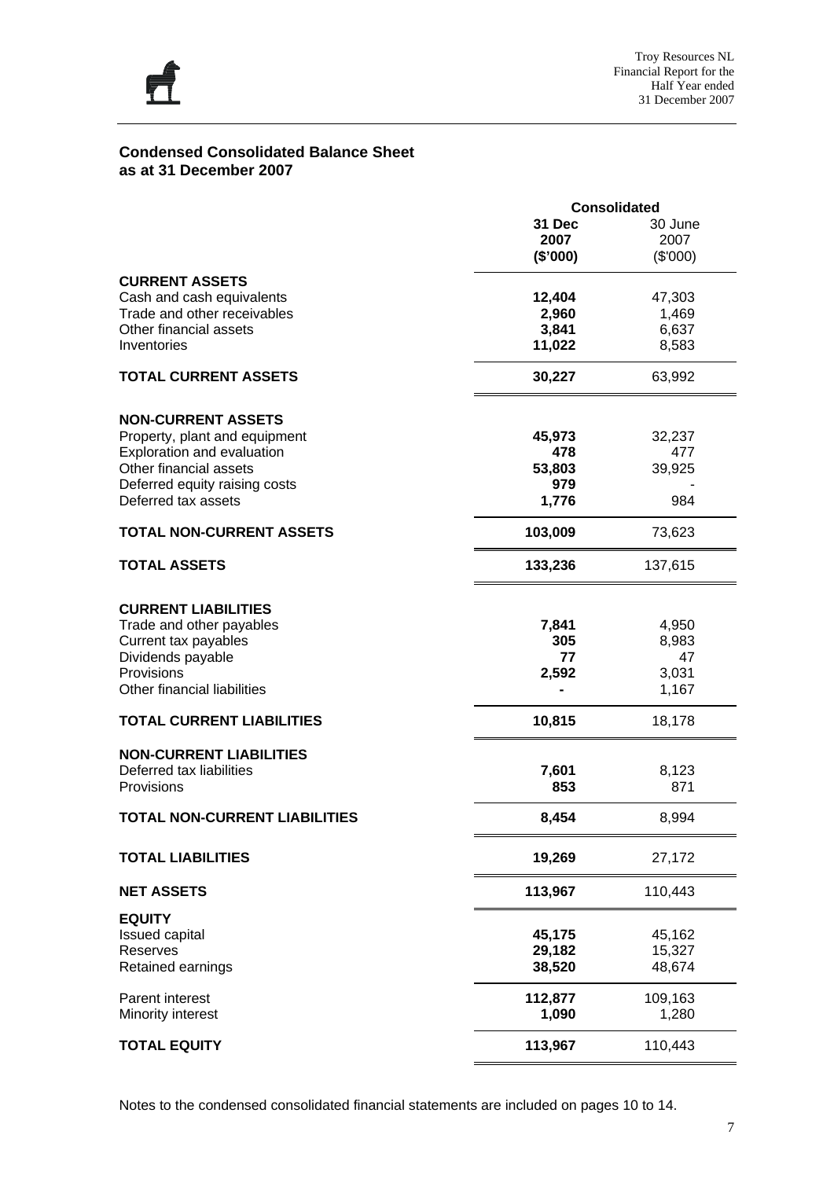## Condensed Consolidated Balance Sheet as at 31 December 2007

| | Consolidated | |
|---|---|---|
| | **31 Dec 2007 ($'000)** | 30 June 2007 ($'000) |
| **CURRENT ASSETS** | | |
| Cash and cash equivalents | **12,404** | 47,303 |
| Trade and other receivables | **2,960** | 1,469 |
| Other financial assets | **3,841** | 6,637 |
| Inventories | **11,022** | 8,583 |
| **TOTAL CURRENT ASSETS** | **30,227** | 63,992 |
| **NON-CURRENT ASSETS** | | |
| Property, plant and equipment | **45,973** | 32,237 |
| Exploration and evaluation | **478** | 477 |
| Other financial assets | **53,803** | 39,925 |
| Deferred equity raising costs | **979** | - |
| Deferred tax assets | **1,776** | 984 |
| **TOTAL NON-CURRENT ASSETS** | **103,009** | 73,623 |
| **TOTAL ASSETS** | **133,236** | 137,615 |
| **CURRENT LIABILITIES** | | |
| Trade and other payables | **7,841** | 4,950 |
| Current tax payables | **305** | 8,983 |
| Dividends payable | **77** | 47 |
| Provisions | **2,592** | 3,031 |
| Other financial liabilities | **-** | 1,167 |
| **TOTAL CURRENT LIABILITIES** | **10,815** | 18,178 |
| **NON-CURRENT LIABILITIES** | | |
| Deferred tax liabilities | **7,601** | 8,123 |
| Provisions | **853** | 871 |
| **TOTAL NON-CURRENT LIABILITIES** | **8,454** | 8,994 |
| **TOTAL LIABILITIES** | **19,269** | 27,172 |
| **NET ASSETS** | **113,967** | 110,443 |
| **EQUITY** | | |
| Issued capital | **45,175** | 45,162 |
| Reserves | **29,182** | 15,327 |
| Retained earnings | **38,520** | 48,674 |
| Parent interest | **112,877** | 109,163 |
| Minority interest | **1,090** | 1,280 |
| **TOTAL EQUITY** | **113,967** | 110,443 |

Notes to the condensed consolidated financial statements are included on pages 10 to 14.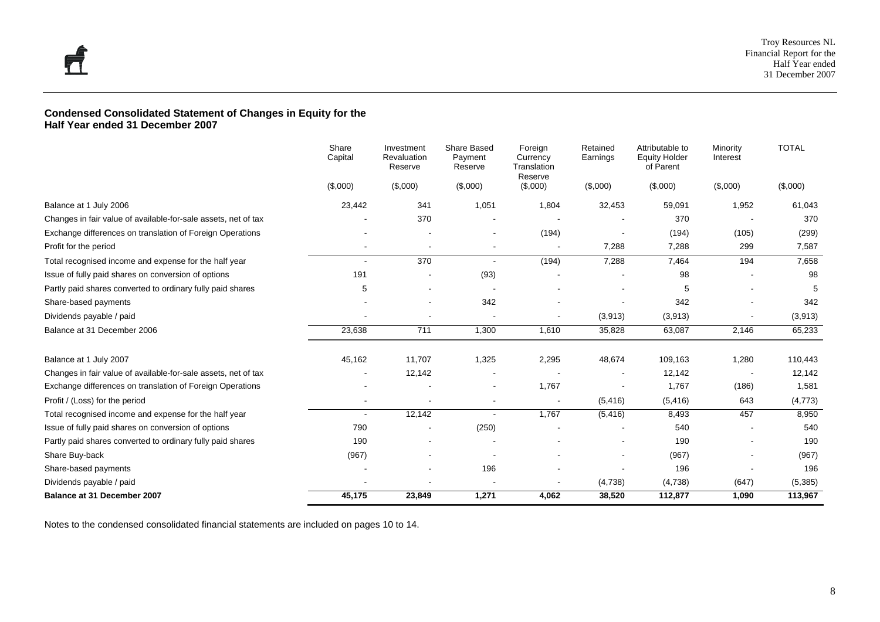## Condensed Consolidated Statement of Changes in Equity for the Half Year ended 31 December 2007

| | Share Capital | Investment Revaluation Reserve | Share Based Payment Reserve | Foreign Currency Translation Reserve | Retained Earnings | Attributable to Equity Holder of Parent | Minority Interest | TOTAL |
|---|---|---|---|---|---|---|---|---|
| | ($,000) | ($,000) | ($,000) | ($,000) | ($,000) | ($,000) | ($,000) | ($,000) |
| Balance at 1 July 2006 | 23,442 | 341 | 1,051 | 1,804 | 32,453 | 59,091 | 1,952 | 61,043 |
| Changes in fair value of available-for-sale assets, net of tax | - | 370 | - | - | - | 370 | - | 370 |
| Exchange differences on translation of Foreign Operations | - | - | - | (194) | - | (194) | (105) | (299) |
| Profit for the period | - | - | - | - | 7,288 | 7,288 | 299 | 7,587 |
| Total recognised income and expense for the half year | - | 370 | - | (194) | 7,288 | 7,464 | 194 | 7,658 |
| Issue of fully paid shares on conversion of options | 191 | - | (93) | - | - | 98 | - | 98 |
| Partly paid shares converted to ordinary fully paid shares | 5 | - | - | - | - | 5 | - | 5 |
| Share-based payments | - | - | 342 | - | - | 342 | - | 342 |
| Dividends payable / paid | - | - | - | - | (3,913) | (3,913) | - | (3,913) |
| Balance at 31 December 2006 | 23,638 | 711 | 1,300 | 1,610 | 35,828 | 63,087 | 2,146 | 65,233 |
| Balance at 1 July 2007 | 45,162 | 11,707 | 1,325 | 2,295 | 48,674 | 109,163 | 1,280 | 110,443 |
| Changes in fair value of available-for-sale assets, net of tax | - | 12,142 | - | - | - | 12,142 | - | 12,142 |
| Exchange differences on translation of Foreign Operations | - | - | - | 1,767 | - | 1,767 | (186) | 1,581 |
| Profit / (Loss) for the period | - | - | - | - | (5,416) | (5,416) | 643 | (4,773) |
| Total recognised income and expense for the half year | - | 12,142 | - | 1,767 | (5,416) | 8,493 | 457 | 8,950 |
| Issue of fully paid shares on conversion of options | 790 | - | (250) | - | - | 540 | - | 540 |
| Partly paid shares converted to ordinary fully paid shares | 190 | - | - | - | - | 190 | - | 190 |
| Share Buy-back | (967) | - | - | - | - | (967) | - | (967) |
| Share-based payments | - | - | 196 | - | - | 196 | - | 196 |
| Dividends payable / paid | - | - | - | - | (4,738) | (4,738) | (647) | (5,385) |
| **Balance at 31 December 2007** | **45,175** | **23,849** | **1,271** | **4,062** | **38,520** | **112,877** | **1,090** | **113,967** |

Notes to the condensed consolidated financial statements are included on pages 10 to 14.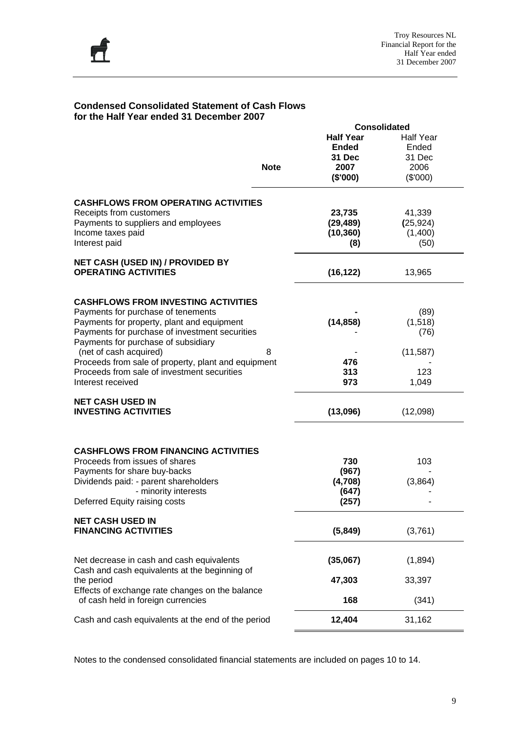## Condensed Consolidated Statement of Cash Flows for the Half Year ended 31 December 2007

| | Note | Consolidated Half Year Ended 31 Dec 2007 ($'000) | Half Year Ended 31 Dec 2006 ($'000) |
|---|---|---|---|
| **CASHFLOWS FROM OPERATING ACTIVITIES** | | | |
| Receipts from customers | | **23,735** | 41,339 |
| Payments to suppliers and employees | | **(29,489)** | (25,924) |
| Income taxes paid | | **(10,360)** | (1,400) |
| Interest paid | | **(8)** | (50) |
| **NET CASH (USED IN) / PROVIDED BY OPERATING ACTIVITIES** | | **(16,122)** | 13,965 |
| **CASHFLOWS FROM INVESTING ACTIVITIES** | | | |
| Payments for purchase of tenements | | **-** | (89) |
| Payments for property, plant and equipment | | **(14,858)** | (1,518) |
| Payments for purchase of investment securities | | - | (76) |
| Payments for purchase of subsidiary (net of cash acquired) | 8 | - | (11,587) |
| Proceeds from sale of property, plant and equipment | | **476** | - |
| Proceeds from sale of investment securities | | **313** | 123 |
| Interest received | | **973** | 1,049 |
| **NET CASH USED IN INVESTING ACTIVITIES** | | **(13,096)** | (12,098) |
| **CASHFLOWS FROM FINANCING ACTIVITIES** | | | |
| Proceeds from issues of shares | | **730** | 103 |
| Payments for share buy-backs | | **(967)** | - |
| Dividends paid: - parent shareholders | | **(4,708)** | (3,864) |
| - minority interests | | **(647)** | - |
| Deferred Equity raising costs | | **(257)** | - |
| **NET CASH USED IN FINANCING ACTIVITIES** | | **(5,849)** | (3,761) |
| Net decrease in cash and cash equivalents | | **(35,067)** | (1,894) |
| Cash and cash equivalents at the beginning of the period | | **47,303** | 33,397 |
| Effects of exchange rate changes on the balance of cash held in foreign currencies | | **168** | (341) |
| Cash and cash equivalents at the end of the period | | **12,404** | 31,162 |

Notes to the condensed consolidated financial statements are included on pages 10 to 14.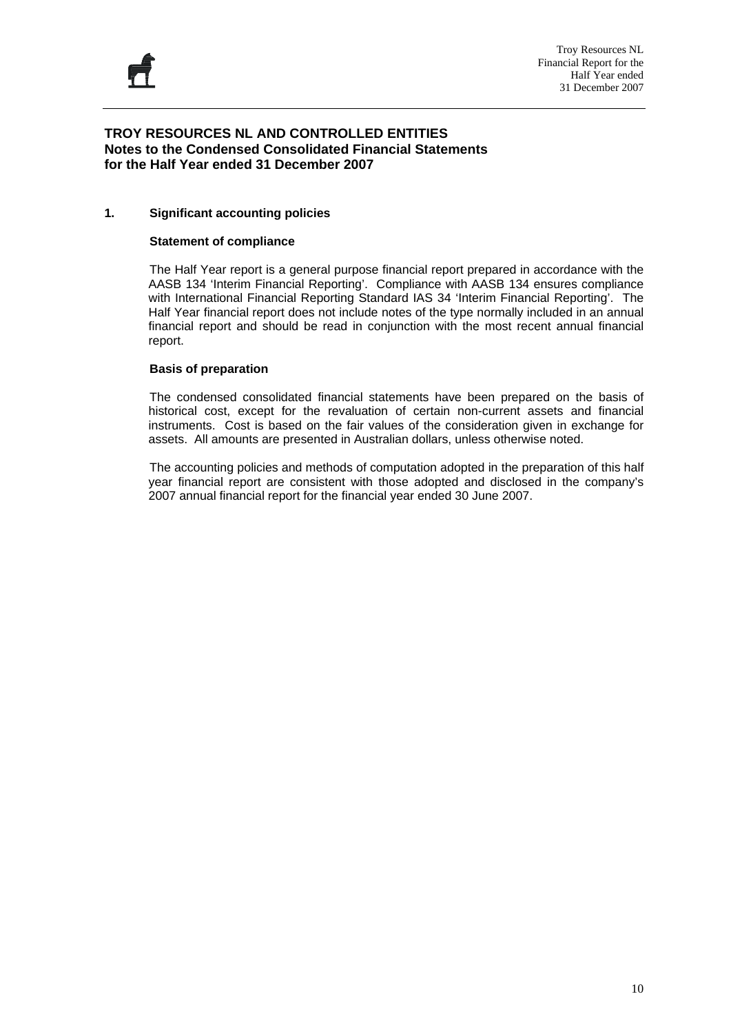# TROY RESOURCES NL AND CONTROLLED ENTITIES
## Notes to the Condensed Consolidated Financial Statements for the Half Year ended 31 December 2007

### 1. Significant accounting policies

**Statement of compliance**

The Half Year report is a general purpose financial report prepared in accordance with the AASB 134 'Interim Financial Reporting'. Compliance with AASB 134 ensures compliance with International Financial Reporting Standard IAS 34 'Interim Financial Reporting'. The Half Year financial report does not include notes of the type normally included in an annual financial report and should be read in conjunction with the most recent annual financial report.

**Basis of preparation**

The condensed consolidated financial statements have been prepared on the basis of historical cost, except for the revaluation of certain non-current assets and financial instruments. Cost is based on the fair values of the consideration given in exchange for assets. All amounts are presented in Australian dollars, unless otherwise noted.

The accounting policies and methods of computation adopted in the preparation of this half year financial report are consistent with those adopted and disclosed in the company's 2007 annual financial report for the financial year ended 30 June 2007.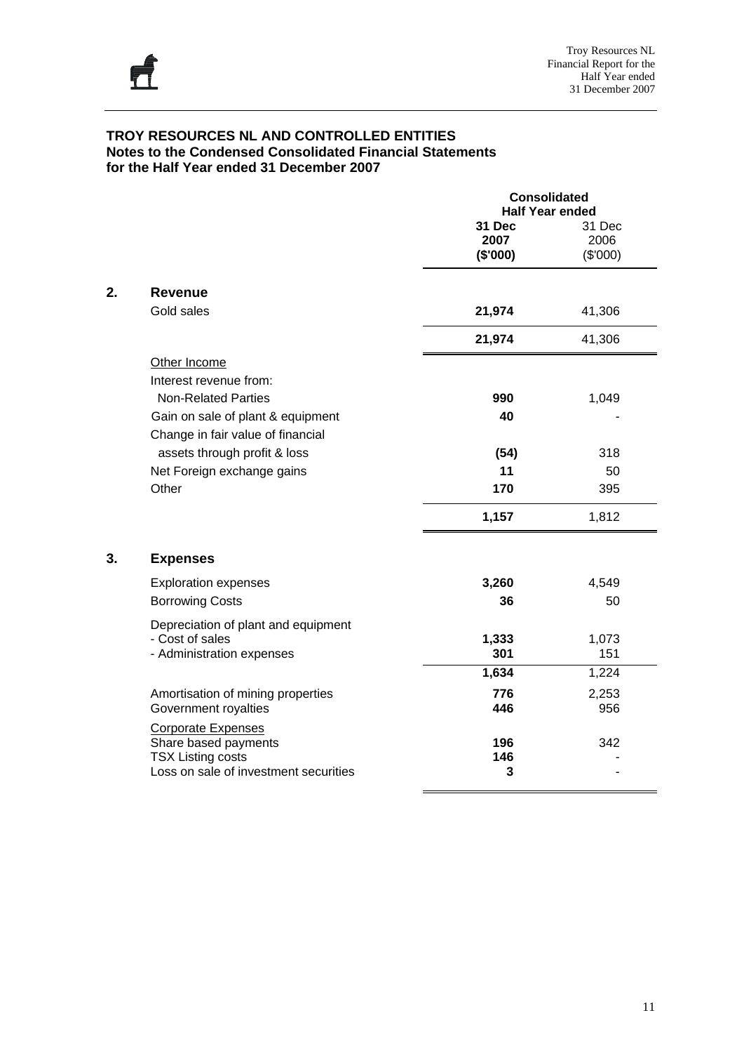# TROY RESOURCES NL AND CONTROLLED ENTITIES
## Notes to the Condensed Consolidated Financial Statements
## for the Half Year ended 31 December 2007

| | | Consolidated Half Year ended | |
|---|---|---|---|
| | | **31 Dec 2007 ($'000)** | 31 Dec 2006 ($'000) |
| **2.** | **Revenue** | | |
| | Gold sales | **21,974** | 41,306 |
| | | **21,974** | 41,306 |
| | Other Income | | |
| | Interest revenue from: | | |
| | Non-Related Parties | **990** | 1,049 |
| | Gain on sale of plant & equipment | **40** | - |
| | Change in fair value of financial assets through profit & loss | **(54)** | 318 |
| | Net Foreign exchange gains | **11** | 50 |
| | Other | **170** | 395 |
| | | **1,157** | 1,812 |
| **3.** | **Expenses** | | |
| | Exploration expenses | **3,260** | 4,549 |
| | Borrowing Costs | **36** | 50 |
| | Depreciation of plant and equipment | | |
| | - Cost of sales | **1,333** | 1,073 |
| | - Administration expenses | **301** | 151 |
| | | **1,634** | 1,224 |
| | Amortisation of mining properties | **776** | 2,253 |
| | Government royalties | **446** | 956 |
| | Corporate Expenses | | |
| | Share based payments | **196** | 342 |
| | TSX Listing costs | **146** | - |
| | Loss on sale of investment securities | **3** | - |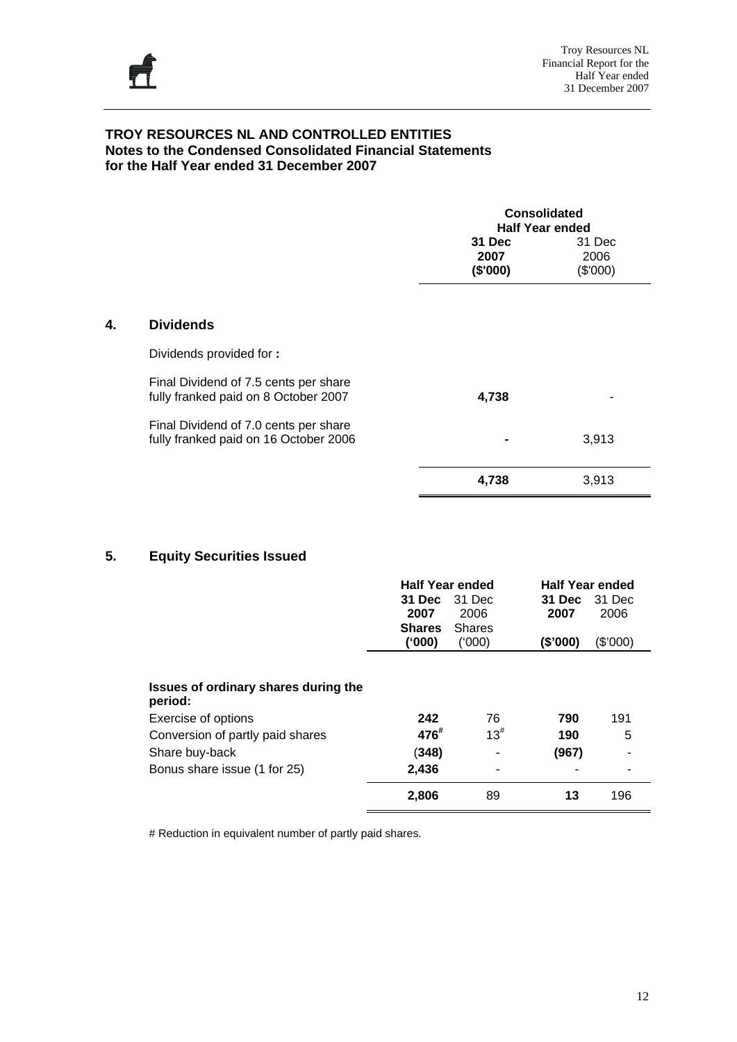## TROY RESOURCES NL AND CONTROLLED ENTITIES
### Notes to the Condensed Consolidated Financial Statements for the Half Year ended 31 December 2007

## 4. Dividends

| | Consolidated Half Year ended 31 Dec 2007 ($'000) | Consolidated Half Year ended 31 Dec 2006 ($'000) |
|---|---|---|
| Dividends provided for **:** | | |
| Final Dividend of 7.5 cents per share fully franked paid on 8 October 2007 | **4,738** | - |
| Final Dividend of 7.0 cents per share fully franked paid on 16 October 2006 | **-** | 3,913 |
| | **4,738** | 3,913 |

## 5. Equity Securities Issued

| | Half Year ended | | Half Year ended | |
|---|---|---|---|---|
| | **31 Dec 2007 Shares ('000)** | 31 Dec 2006 Shares ('000) | **31 Dec 2007 ($'000)** | 31 Dec 2006 ($'000) |
| **Issues of ordinary shares during the period:** | | | | |
| Exercise of options | **242** | 76 | **790** | 191 |
| Conversion of partly paid shares | **476#** | 13# | **190** | 5 |
| Share buy-back | **(348)** | - | **(967)** | - |
| Bonus share issue (1 for 25) | **2,436** | - | - | - |
| | **2,806** | 89 | **13** | 196 |

# Reduction in equivalent number of partly paid shares.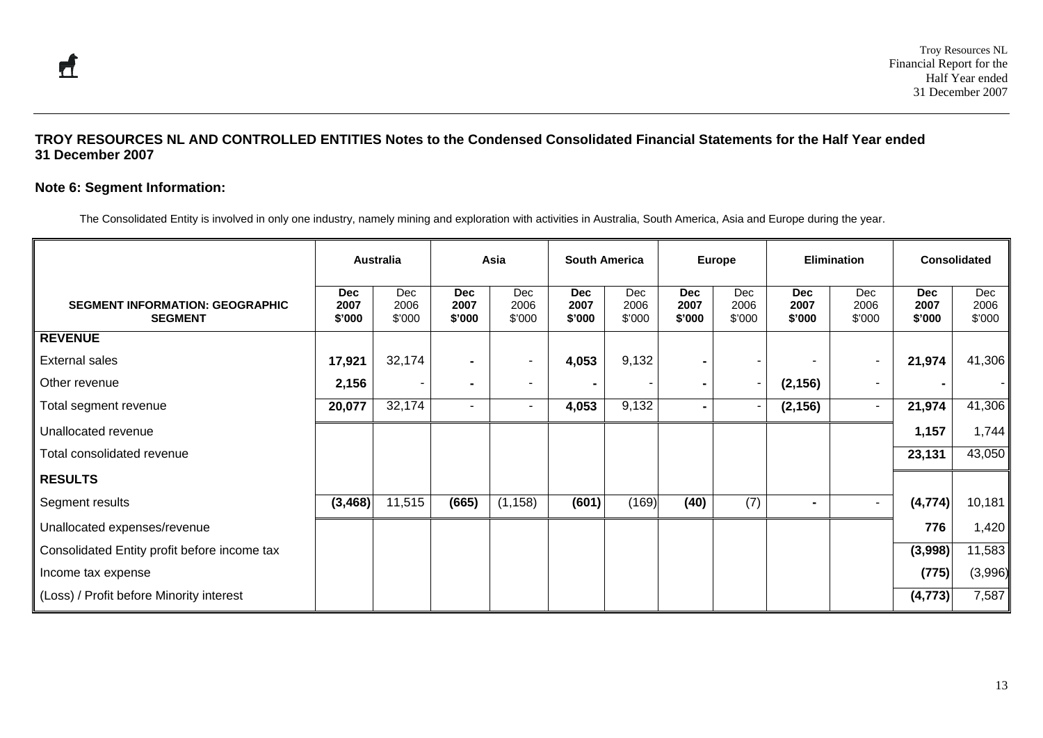### TROY RESOURCES NL AND CONTROLLED ENTITIES Notes to the Condensed Consolidated Financial Statements for the Half Year ended 31 December 2007

### Note 6: Segment Information:

The Consolidated Entity is involved in only one industry, namely mining and exploration with activities in Australia, South America, Asia and Europe during the year.

| | Australia | | Asia | | South America | | Europe | | Elimination | | Consolidated | |
|---|---|---|---|---|---|---|---|---|---|---|---|---|
| **SEGMENT INFORMATION: GEOGRAPHIC SEGMENT** | **Dec 2007 $'000** | Dec 2006 $'000 | **Dec 2007 $'000** | Dec 2006 $'000 | **Dec 2007 $'000** | Dec 2006 $'000 | **Dec 2007 $'000** | Dec 2006 $'000 | **Dec 2007 $'000** | Dec 2006 $'000 | **Dec 2007 $'000** | Dec 2006 $'000 |
| **REVENUE** | | | | | | | | | | | | |
| External sales | **17,921** | 32,174 | **-** | - | **4,053** | 9,132 | **-** | - | - | - | **21,974** | 41,306 |
| Other revenue | **2,156** | - | **-** | - | **-** | - | **-** | - | **(2,156)** | - | **-** | - |
| Total segment revenue | **20,077** | 32,174 | - | - | **4,053** | 9,132 | **-** | - | **(2,156)** | - | **21,974** | 41,306 |
| Unallocated revenue | | | | | | | | | | | **1,157** | 1,744 |
| Total consolidated revenue | | | | | | | | | | | **23,131** | 43,050 |
| **RESULTS** | | | | | | | | | | | | |
| Segment results | **(3,468)** | 11,515 | **(665)** | (1,158) | **(601)** | (169) | **(40)** | (7) | **-** | - | **(4,774)** | 10,181 |
| Unallocated expenses/revenue | | | | | | | | | | | **776** | 1,420 |
| Consolidated Entity profit before income tax | | | | | | | | | | | **(3,998)** | 11,583 |
| Income tax expense | | | | | | | | | | | **(775)** | (3,996) |
| (Loss) / Profit before Minority interest | | | | | | | | | | | **(4,773)** | 7,587 |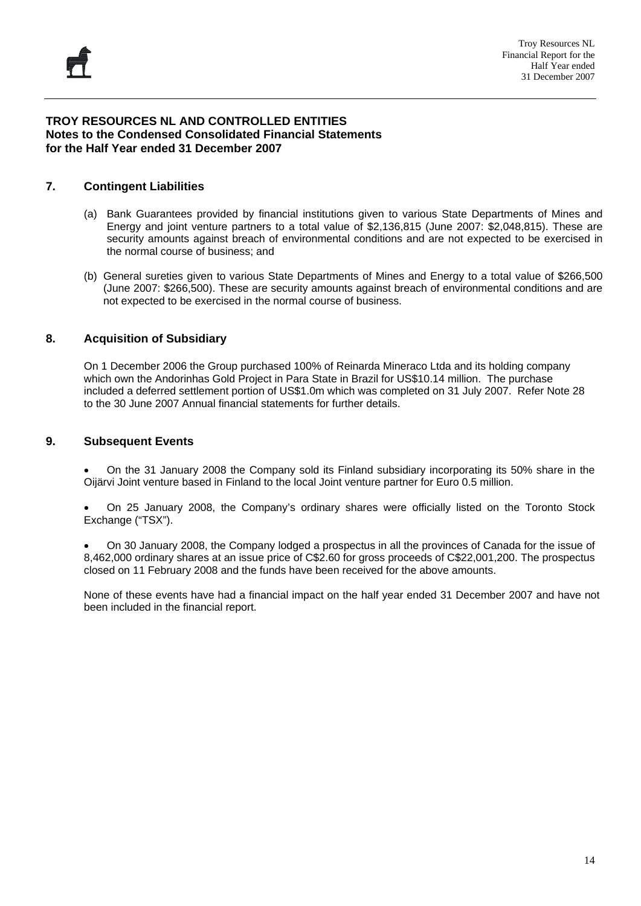# TROY RESOURCES NL AND CONTROLLED ENTITIES
## Notes to the Condensed Consolidated Financial Statements for the Half Year ended 31 December 2007

### 7. Contingent Liabilities

(a) Bank Guarantees provided by financial institutions given to various State Departments of Mines and Energy and joint venture partners to a total value of $2,136,815 (June 2007: $2,048,815). These are security amounts against breach of environmental conditions and are not expected to be exercised in the normal course of business; and

(b) General sureties given to various State Departments of Mines and Energy to a total value of $266,500 (June 2007: $266,500). These are security amounts against breach of environmental conditions and are not expected to be exercised in the normal course of business.

### 8. Acquisition of Subsidiary

On 1 December 2006 the Group purchased 100% of Reinarda Mineraco Ltda and its holding company which own the Andorinhas Gold Project in Para State in Brazil for US$10.14 million. The purchase included a deferred settlement portion of US$1.0m which was completed on 31 July 2007. Refer Note 28 to the 30 June 2007 Annual financial statements for further details.

### 9. Subsequent Events

- On the 31 January 2008 the Company sold its Finland subsidiary incorporating its 50% share in the Oijärvi Joint venture based in Finland to the local Joint venture partner for Euro 0.5 million.

- On 25 January 2008, the Company's ordinary shares were officially listed on the Toronto Stock Exchange ("TSX").

- On 30 January 2008, the Company lodged a prospectus in all the provinces of Canada for the issue of 8,462,000 ordinary shares at an issue price of C$2.60 for gross proceeds of C$22,001,200. The prospectus closed on 11 February 2008 and the funds have been received for the above amounts.

None of these events have had a financial impact on the half year ended 31 December 2007 and have not been included in the financial report.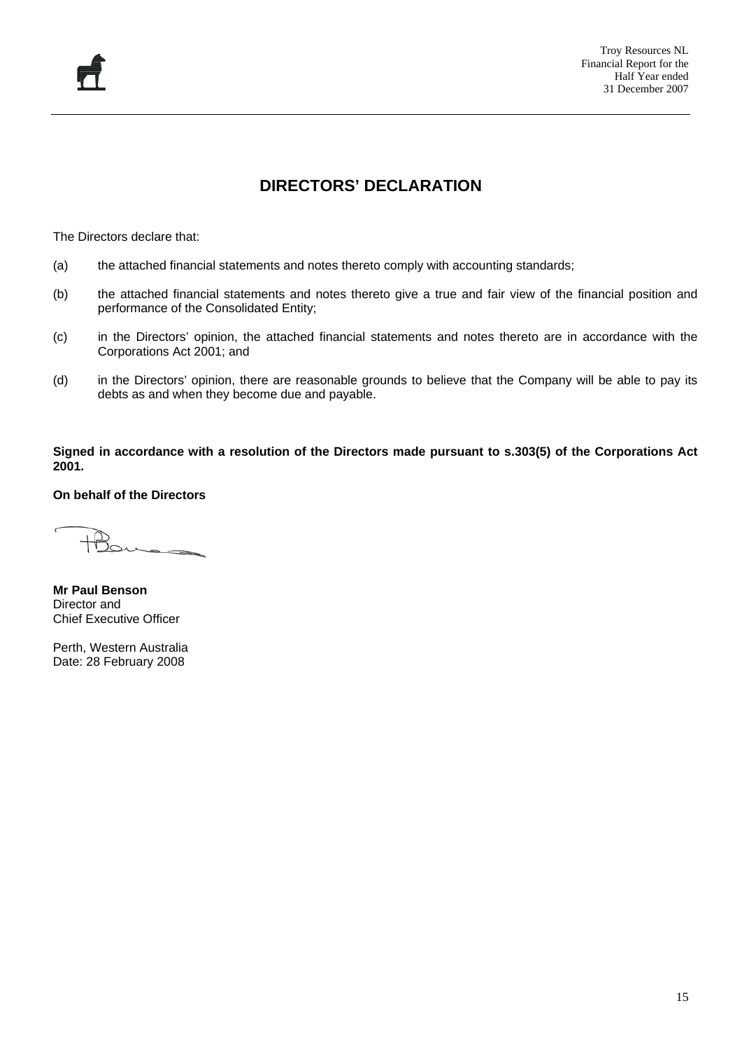# DIRECTORS' DECLARATION

The Directors declare that:

(a) the attached financial statements and notes thereto comply with accounting standards;

(b) the attached financial statements and notes thereto give a true and fair view of the financial position and performance of the Consolidated Entity;

(c) in the Directors' opinion, the attached financial statements and notes thereto are in accordance with the Corporations Act 2001; and

(d) in the Directors' opinion, there are reasonable grounds to believe that the Company will be able to pay its debts as and when they become due and payable.

**Signed in accordance with a resolution of the Directors made pursuant to s.303(5) of the Corporations Act 2001.**

**On behalf of the Directors**

**Mr Paul Benson**
Director and
Chief Executive Officer

Perth, Western Australia
Date: 28 February 2008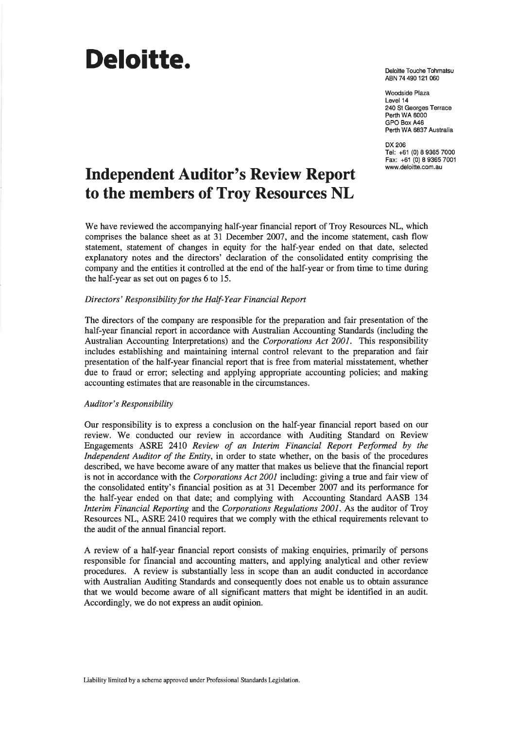# Deloitte.

Deloitte Touche Tohmatsu
ABN 74 490 121 060

Woodside Plaza
Level 14
240 St Georges Terrace
Perth WA 6000
GPO Box A46
Perth WA 6837 Australia

DX 206
Tel: +61 (0) 8 9365 7000
Fax: +61 (0) 8 9365 7001
www.deloitte.com.au

## Independent Auditor's Review Report to the members of Troy Resources NL

We have reviewed the accompanying half-year financial report of Troy Resources NL, which comprises the balance sheet as at 31 December 2007, and the income statement, cash flow statement, statement of changes in equity for the half-year ended on that date, selected explanatory notes and the directors' declaration of the consolidated entity comprising the company and the entities it controlled at the end of the half-year or from time to time during the half-year as set out on pages 6 to 15.

*Directors' Responsibility for the Half-Year Financial Report*

The directors of the company are responsible for the preparation and fair presentation of the half-year financial report in accordance with Australian Accounting Standards (including the Australian Accounting Interpretations) and the *Corporations Act 2001*. This responsibility includes establishing and maintaining internal control relevant to the preparation and fair presentation of the half-year financial report that is free from material misstatement, whether due to fraud or error; selecting and applying appropriate accounting policies; and making accounting estimates that are reasonable in the circumstances.

*Auditor's Responsibility*

Our responsibility is to express a conclusion on the half-year financial report based on our review. We conducted our review in accordance with Auditing Standard on Review Engagements ASRE 2410 *Review of an Interim Financial Report Performed by the Independent Auditor of the Entity*, in order to state whether, on the basis of the procedures described, we have become aware of any matter that makes us believe that the financial report is not in accordance with the *Corporations Act 2001* including: giving a true and fair view of the consolidated entity's financial position as at 31 December 2007 and its performance for the half-year ended on that date; and complying with Accounting Standard AASB 134 *Interim Financial Reporting* and the *Corporations Regulations 2001*. As the auditor of Troy Resources NL, ASRE 2410 requires that we comply with the ethical requirements relevant to the audit of the annual financial report.

A review of a half-year financial report consists of making enquiries, primarily of persons responsible for financial and accounting matters, and applying analytical and other review procedures. A review is substantially less in scope than an audit conducted in accordance with Australian Auditing Standards and consequently does not enable us to obtain assurance that we would become aware of all significant matters that might be identified in an audit. Accordingly, we do not express an audit opinion.

Liability limited by a scheme approved under Professional Standards Legislation.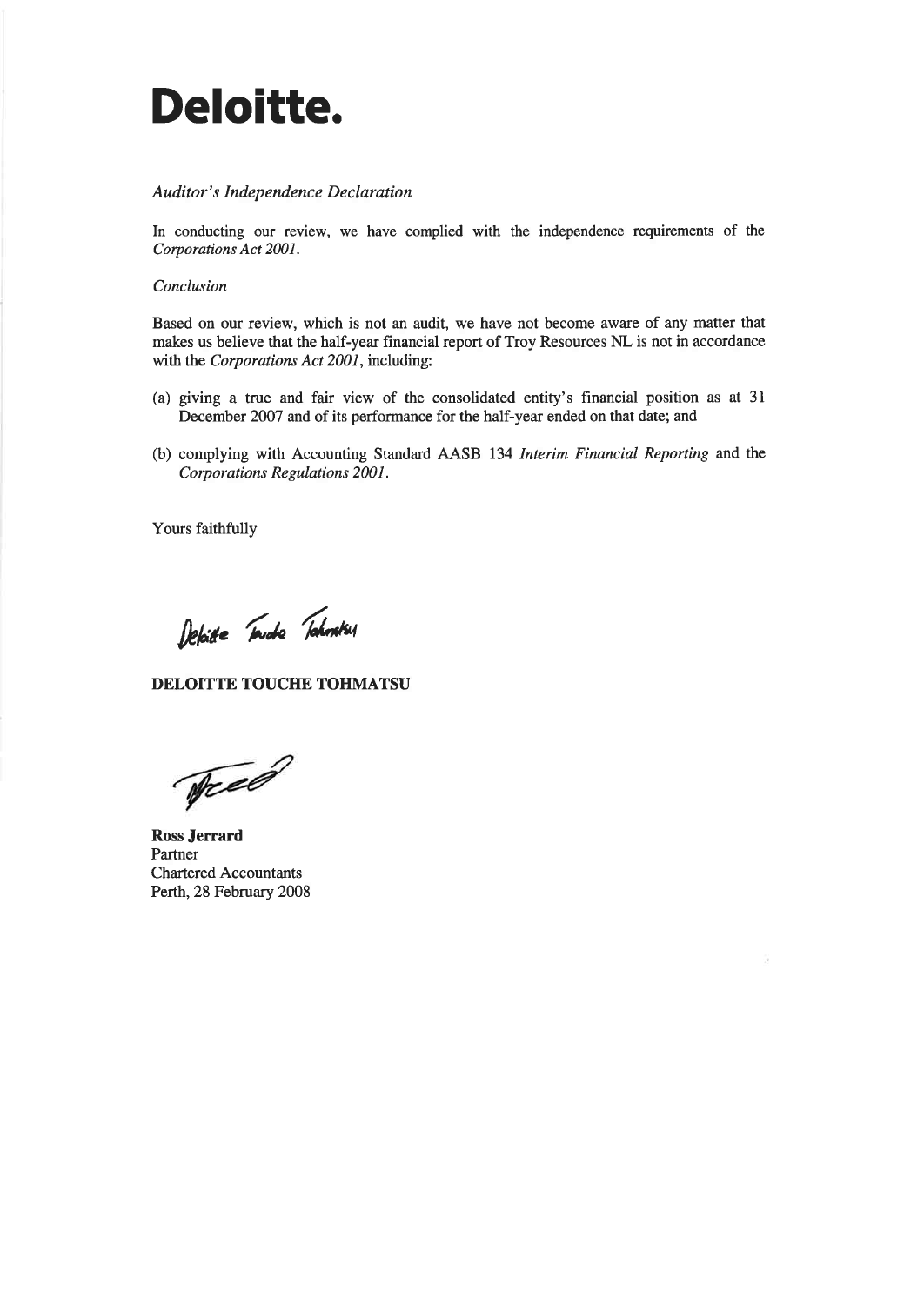# Deloitte.

*Auditor's Independence Declaration*

In conducting our review, we have complied with the independence requirements of the *Corporations Act 2001*.

*Conclusion*

Based on our review, which is not an audit, we have not become aware of any matter that makes us believe that the half-year financial report of Troy Resources NL is not in accordance with the *Corporations Act 2001*, including:

(a) giving a true and fair view of the consolidated entity's financial position as at 31 December 2007 and of its performance for the half-year ended on that date; and

(b) complying with Accounting Standard AASB 134 *Interim Financial Reporting* and the *Corporations Regulations 2001*.

Yours faithfully

Deloitte Touche Tohmatsu

**DELOITTE TOUCHE TOHMATSU**

**Ross Jerrard**
Partner
Chartered Accountants
Perth, 28 February 2008